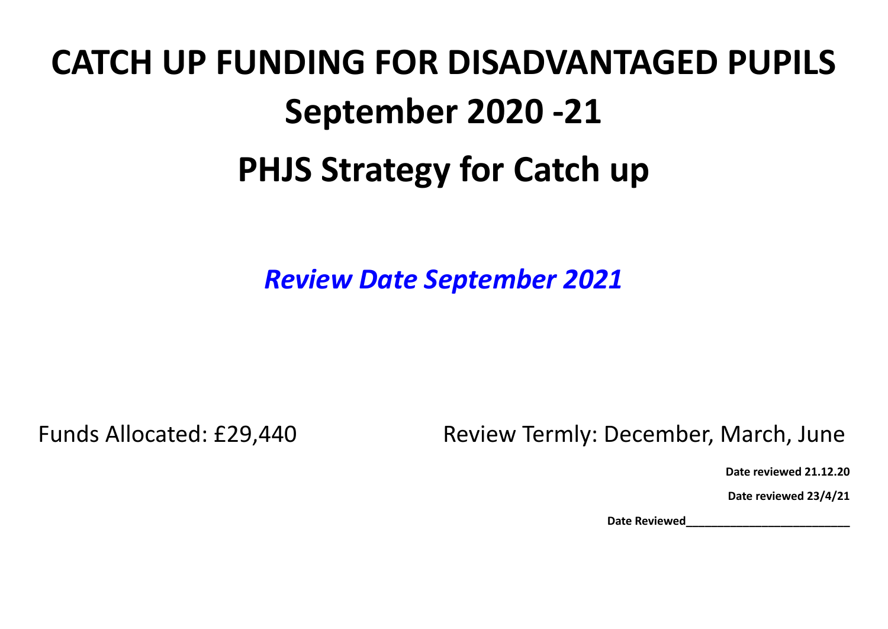# CATCH UP FUNDING FOR DISADVANTAGED PUPILS

# September 2020 -21

# PHJS Strategy for Catch up

***Review Date September 2021***

Funds Allocated: £29,440

Review Termly: December, March, June

**Date reviewed 21.12.20**

**Date reviewed 23/4/21**

**Date Reviewed_________________________**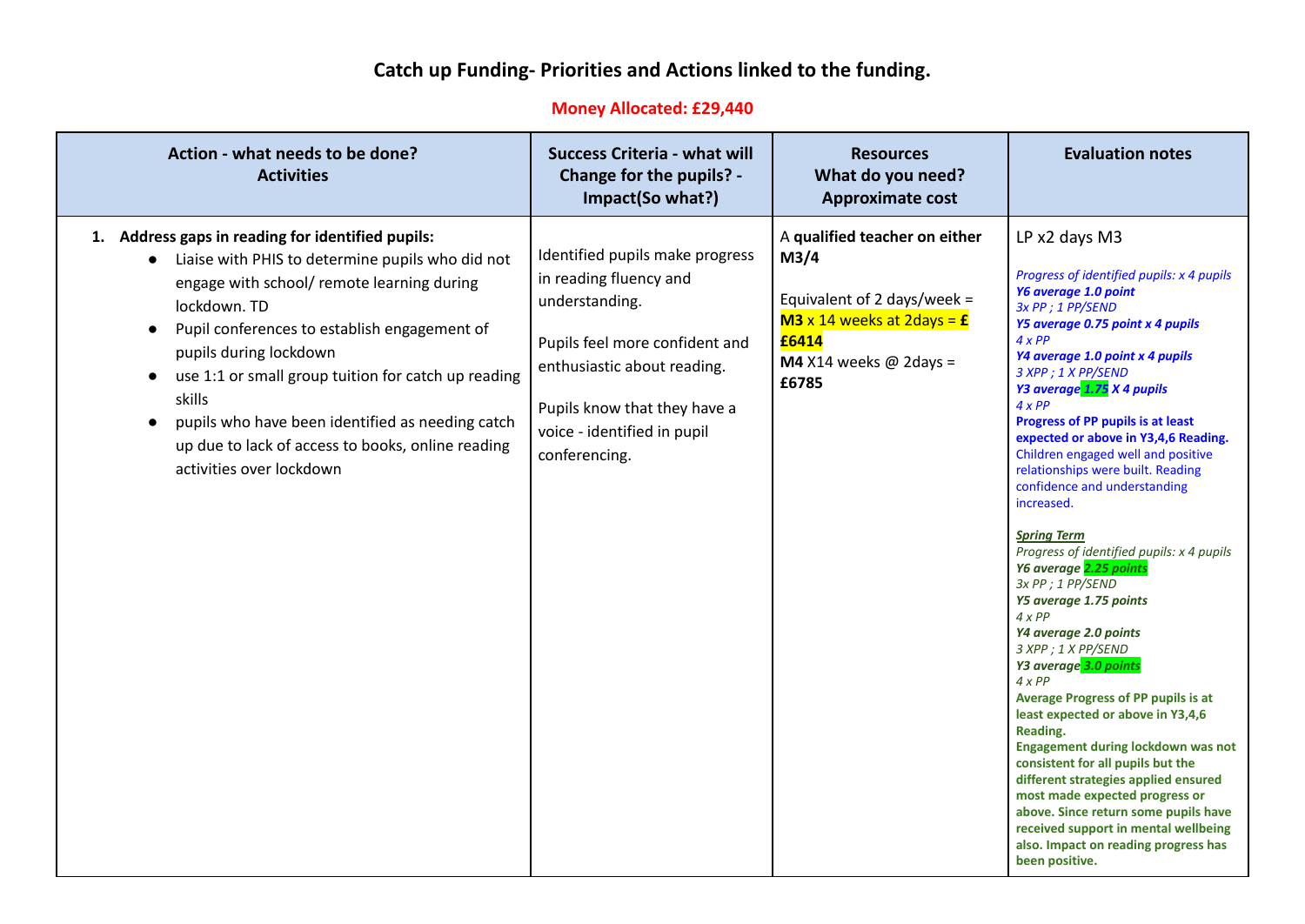# Catch up Funding- Priorities and Actions linked to the funding.

**Money Allocated: £29,440**

| Action - what needs to be done? Activities | Success Criteria - what will Change for the pupils? - Impact(So what?) | Resources What do you need? Approximate cost | Evaluation notes |
|---|---|---|---|
| 1. **Address gaps in reading for identified pupils:**<br>● Liaise with PHIS to determine pupils who did not engage with school/ remote learning during lockdown. TD<br>● Pupil conferences to establish engagement of pupils during lockdown<br>● use 1:1 or small group tuition for catch up reading skills<br>● pupils who have been identified as needing catch up due to lack of access to books, online reading activities over lockdown | Identified pupils make progress in reading fluency and understanding.<br><br>Pupils feel more confident and enthusiastic about reading.<br><br>Pupils know that they have a voice - identified in pupil conferencing. | A **qualified teacher on either M3/4**<br><br>Equivalent of 2 days/week = **M3** x 14 weeks at 2days = **£ £6414**<br>**M4** X14 weeks @ 2days = **£6785** | LP x2 days M3<br><br>*Progress of identified pupils: x 4 pupils*<br>***Y6 average 1.0 point***<br>*3x PP ; 1 PP/SEND*<br>***Y5 average 0.75 point x 4 pupils***<br>*4 x PP*<br>***Y4 average 1.0 point x 4 pupils***<br>*3 XPP ; 1 X PP/SEND*<br>***Y3 average 1.75 X 4 pupils***<br>*4 x PP*<br>**Progress of PP pupils is at least expected or above in Y3,4,6 Reading.**<br>Children engaged well and positive relationships were built. Reading confidence and understanding increased.<br><br>***Spring Term***<br>*Progress of identified pupils: x 4 pupils*<br>***Y6 average 2.25 points***<br>*3x PP ; 1 PP/SEND*<br>***Y5 average 1.75 points***<br>*4 x PP*<br>***Y4 average 2.0 points***<br>*3 XPP ; 1 X PP/SEND*<br>***Y3 average 3.0 points***<br>*4 x PP*<br>**Average Progress of PP pupils is at least expected or above in Y3,4,6 Reading.**<br>**Engagement during lockdown was not consistent for all pupils but the different strategies applied ensured most made expected progress or above. Since return some pupils have received support in mental wellbeing also. Impact on reading progress has been positive.** |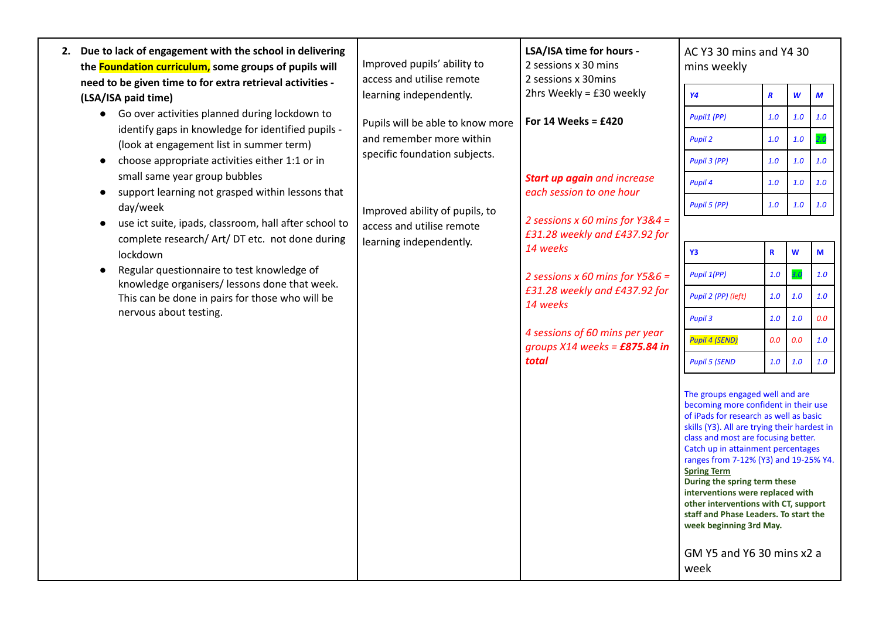| | | | |
|---|---|---|---|
| **2. Due to lack of engagement with the school in delivering the Foundation curriculum, some groups of pupils will need to be given time to for extra retrieval activities - (LSA/ISA paid time)**<br>• Go over activities planned during lockdown to identify gaps in knowledge for identified pupils - (look at engagement list in summer term)<br>• choose appropriate activities either 1:1 or in small same year group bubbles<br>• support learning not grasped within lessons that day/week<br>• use ict suite, ipads, classroom, hall after school to complete research/ Art/ DT etc. not done during lockdown<br>• Regular questionnaire to test knowledge of knowledge organisers/ lessons done that week. This can be done in pairs for those who will be nervous about testing. | Improved pupils' ability to access and utilise remote learning independently.<br><br>Pupils will be able to know more and remember more within specific foundation subjects.<br><br>Improved ability of pupils, to access and utilise remote learning independently. | **LSA/ISA time for hours -**<br>2 sessions x 30 mins<br>2 sessions x 30mins<br>2hrs Weekly = £30 weekly<br><br>**For 14 Weeks = £420**<br><br>***Start up again** and increase each session to one hour*<br><br>*2 sessions x 60 mins for Y3&4 = £31.28 weekly and £437.92 for 14 weeks*<br><br>*2 sessions x 60 mins for Y5&6 = £31.28 weekly and £437.92 for 14 weeks*<br><br>*4 sessions of 60 mins per year groups X14 weeks = **£875.84 in total*** | AC Y3 30 mins and Y4 30 mins weekly<br><br>*Y4 — R / W / M*<br>*Pupil1 (PP): 1.0 / 1.0 / 1.0*<br>*Pupil 2: 1.0 / 1.0 / 2.0*<br>*Pupil 3 (PP): 1.0 / 1.0 / 1.0*<br>*Pupil 4: 1.0 / 1.0 / 1.0*<br>*Pupil 5 (PP): 1.0 / 1.0 / 1.0*<br><br>*Y3 — R / W / M*<br>*Pupil 1(PP): 1.0 / 3.0 / 1.0*<br>*Pupil 2 (PP) (left): 1.0 / 1.0 / 1.0*<br>*Pupil 3: 1.0 / 1.0 / 0.0*<br>*Pupil 4 (SEND): 0.0 / 0.0 / 1.0*<br>*Pupil 5 (SEND: 1.0 / 1.0 / 1.0*<br><br>The groups engaged well and are becoming more confident in their use of iPads for research as well as basic skills (Y3). All are trying their hardest in class and most are focusing better. Catch up in attainment percentages ranges from 7-12% (Y3) and 19-25% Y4.<br>**Spring Term**<br>**During the spring term these interventions were replaced with other interventions with CT, support staff and Phase Leaders. To start the week beginning 3rd May.**<br><br>GM Y5 and Y6 30 mins x2 a week |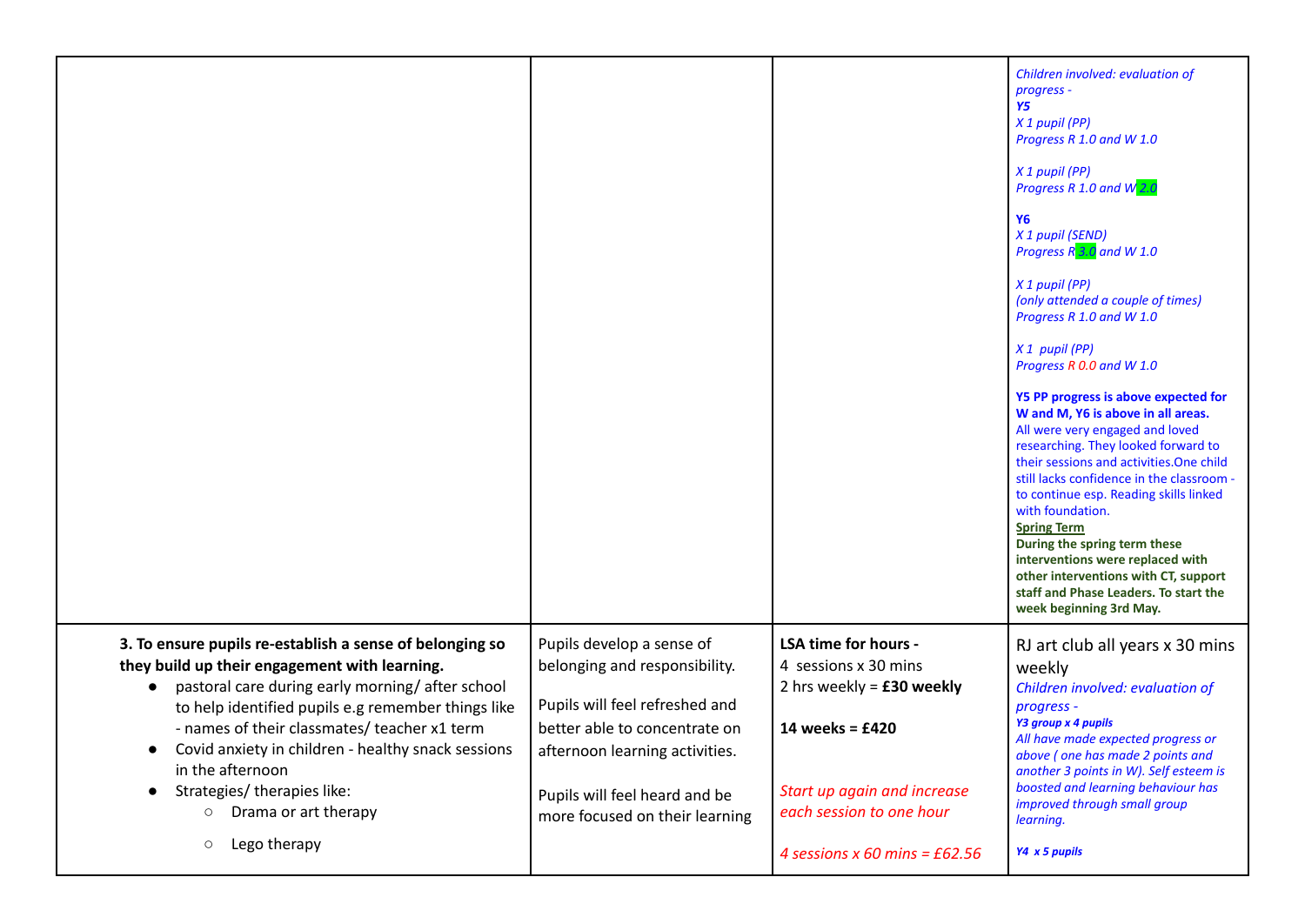| | | | |
|---|---|---|---|
| | | | *Children involved: evaluation of progress -*<br>***Y5***<br>*X 1 pupil (PP)*<br>*Progress R 1.0 and W 1.0*<br><br>*X 1 pupil (PP)*<br>*Progress R 1.0 and W 2.0*<br><br>**Y6**<br>*X 1 pupil (SEND)*<br>*Progress R 3.0 and W 1.0*<br><br>*X 1 pupil (PP)*<br>*(only attended a couple of times)*<br>*Progress R 1.0 and W 1.0*<br><br>*X 1 pupil (PP)*<br>*Progress R 0.0 and W 1.0*<br><br>**Y5 PP progress is above expected for W and M, Y6 is above in all areas.**<br>All were very engaged and loved researching. They looked forward to their sessions and activities.One child still lacks confidence in the classroom - to continue esp. Reading skills linked with foundation.<br>**Spring Term**<br>**During the spring term these interventions were replaced with other interventions with CT, support staff and Phase Leaders. To start the week beginning 3rd May.** |
| **3. To ensure pupils re-establish a sense of belonging so they build up their engagement with learning.**<br>• pastoral care during early morning/ after school to help identified pupils e.g remember things like - names of their classmates/ teacher x1 term<br>• Covid anxiety in children - healthy snack sessions in the afternoon<br>• Strategies/ therapies like:<br>○ Drama or art therapy<br>○ Lego therapy | Pupils develop a sense of belonging and responsibility.<br><br>Pupils will feel refreshed and better able to concentrate on afternoon learning activities.<br><br>Pupils will feel heard and be more focused on their learning | **LSA time for hours -**<br>4 sessions x 30 mins<br>2 hrs weekly = **£30 weekly**<br><br>**14 weeks = £420**<br><br>*Start up again and increase each session to one hour*<br><br>*4 sessions x 60 mins = £62.56* | RJ art club all years x 30 mins weekly<br>*Children involved: evaluation of progress -*<br>***Y3 group x 4 pupils***<br>*All have made expected progress or above ( one has made 2 points and another 3 points in W). Self esteem is boosted and learning behaviour has improved through small group learning.*<br><br>***Y4 x 5 pupils*** |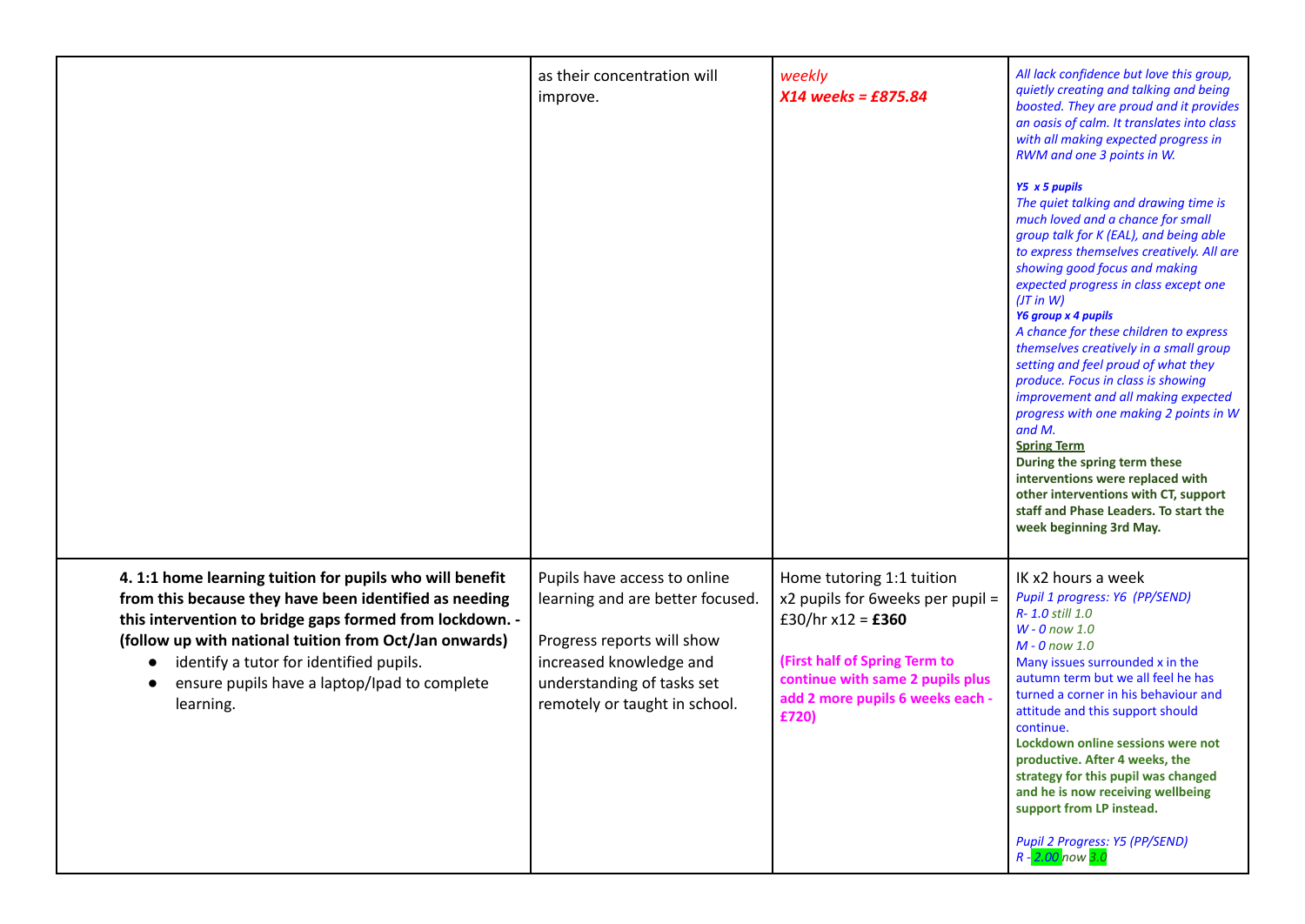| | | | |
|---|---|---|---|
| | as their concentration will improve. | *weekly*<br>***X14 weeks = £875.84*** | *All lack confidence but love this group, quietly creating and talking and being boosted. They are proud and it provides an oasis of calm. It translates into class with all making expected progress in RWM and one 3 points in W.*<br><br>***Y5 x 5 pupils***<br>*The quiet talking and drawing time is much loved and a chance for small group talk for K (EAL), and being able to express themselves creatively. All are showing good focus and making expected progress in class except one (JT in W)*<br>***Y6 group x 4 pupils***<br>*A chance for these children to express themselves creatively in a small group setting and feel proud of what they produce. Focus in class is showing improvement and all making expected progress with one making 2 points in W and M.*<br>**Spring Term**<br>**During the spring term these interventions were replaced with other interventions with CT, support staff and Phase Leaders. To start the week beginning 3rd May.** |
| **4. 1:1 home learning tuition for pupils who will benefit from this because they have been identified as needing this intervention to bridge gaps formed from lockdown. - (follow up with national tuition from Oct/Jan onwards)**<br>● identify a tutor for identified pupils.<br>● ensure pupils have a laptop/Ipad to complete learning. | Pupils have access to online learning and are better focused.<br><br>Progress reports will show increased knowledge and understanding of tasks set remotely or taught in school. | Home tutoring 1:1 tuition x2 pupils for 6weeks per pupil = £30/hr x12 = **£360**<br><br>**(First half of Spring Term to continue with same 2 pupils plus add 2 more pupils 6 weeks each - £720)** | IK x2 hours a week<br>*Pupil 1 progress: Y6 (PP/SEND)*<br>*R- 1.0 still 1.0*<br>*W - 0 now 1.0*<br>*M - 0 now 1.0*<br>Many issues surrounded x in the autumn term but we all feel he has turned a corner in his behaviour and attitude and this support should continue.<br>**Lockdown online sessions were not productive. After 4 weeks, the strategy for this pupil was changed and he is now receiving wellbeing support from LP instead.**<br><br>*Pupil 2 Progress: Y5 (PP/SEND)*<br>*R - 2.00 now 3.0* |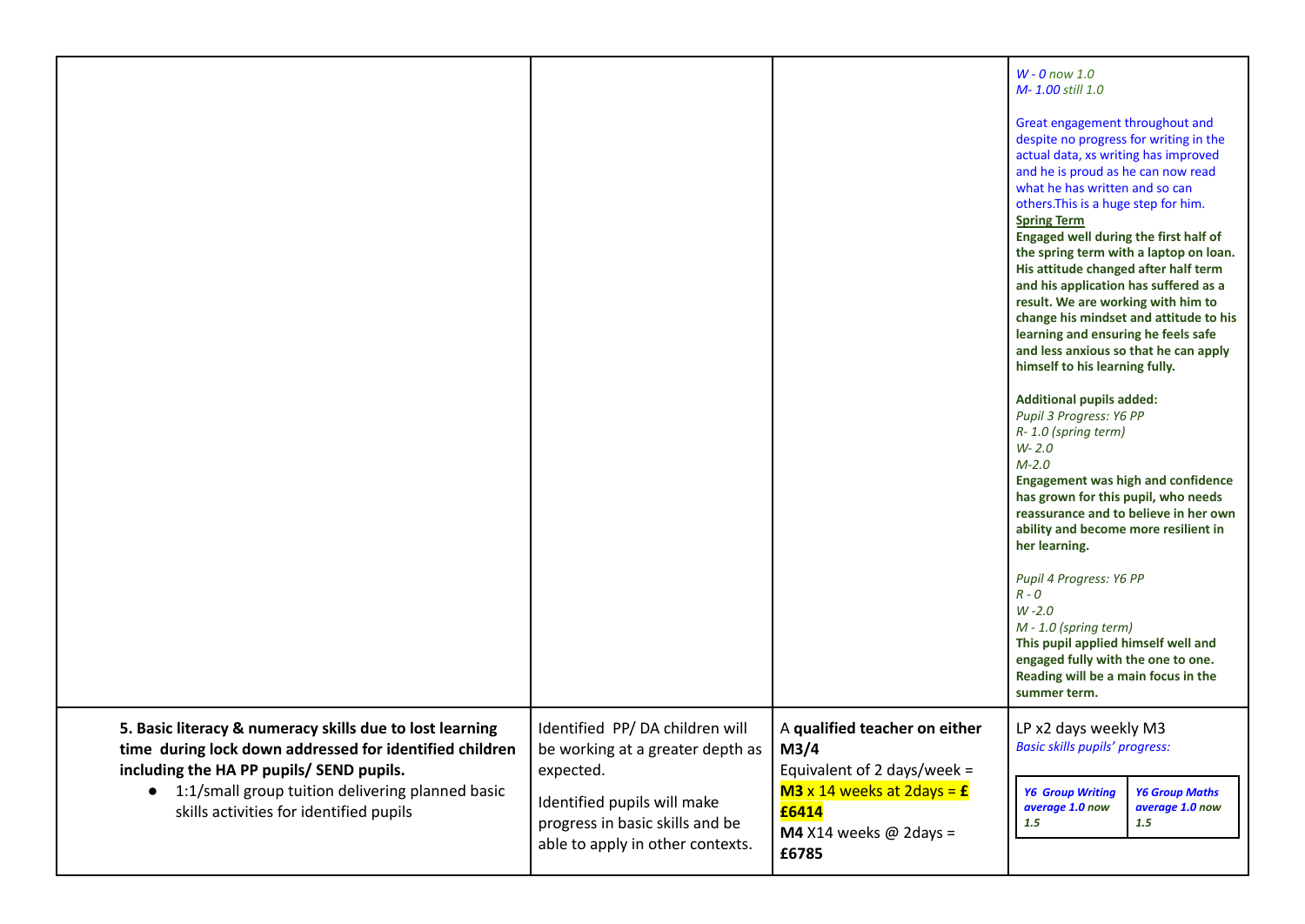| | | | |
|---|---|---|---|
| | | | *W - 0 now 1.0*<br>*M- 1.00 still 1.0*<br><br>Great engagement throughout and despite no progress for writing in the actual data, xs writing has improved and he is proud as he can now read what he has written and so can others.This is a huge step for him.<br>**Spring Term**<br>**Engaged well during the first half of the spring term with a laptop on loan. His attitude changed after half term and his application has suffered as a result. We are working with him to change his mindset and attitude to his learning and ensuring he feels safe and less anxious so that he can apply himself to his learning fully.**<br><br>**Additional pupils added:**<br>*Pupil 3 Progress: Y6 PP*<br>*R- 1.0 (spring term)*<br>*W- 2.0*<br>*M-2.0*<br>**Engagement was high and confidence has grown for this pupil, who needs reassurance and to believe in her own ability and become more resilient in her learning.**<br><br>*Pupil 4 Progress: Y6 PP*<br>*R - 0*<br>*W -2.0*<br>*M - 1.0 (spring term)*<br>**This pupil applied himself well and engaged fully with the one to one. Reading will be a main focus in the summer term.** |
| **5. Basic literacy & numeracy skills due to lost learning time during lock down addressed for identified children including the HA PP pupils/ SEND pupils.**<br>● 1:1/small group tuition delivering planned basic skills activities for identified pupils | Identified PP/ DA children will be working at a greater depth as expected.<br><br>Identified pupils will make progress in basic skills and be able to apply in other contexts. | A **qualified teacher** on either **M3/4**<br>Equivalent of 2 days/week =<br>**M3** x 14 weeks at 2days = **£ £6414**<br>**M4** X14 weeks @ 2days = **£6785** | LP x2 days weekly M3<br>*Basic skills pupils' progress:*<br><br>***Y6 Group Writing average 1.0 now 1.5*** \| ***Y6 Group Maths average 1.0 now 1.5*** |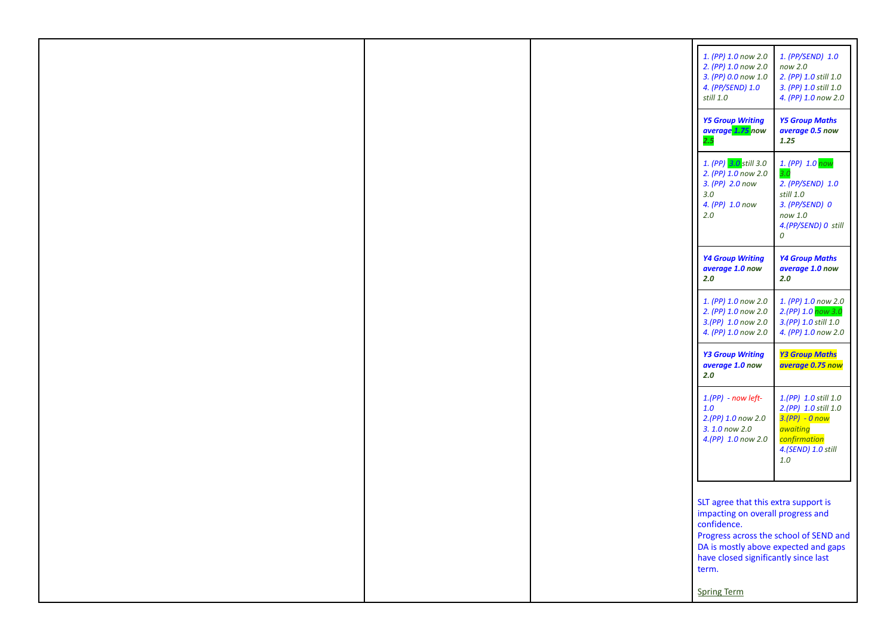| | |
|---|---|
| 1. (PP) 1.0 now 2.0<br>2. (PP) 1.0 now 2.0<br>3. (PP) 0.0 now 1.0<br>4. (PP/SEND) 1.0 still 1.0 | 1. (PP/SEND) 1.0 now 2.0<br>2. (PP) 1.0 still 1.0<br>3. (PP) 1.0 still 1.0<br>4. (PP) 1.0 now 2.0 |
| ***Y5 Group Writing average 1.75 now 2.5*** | ***Y5 Group Maths average 0.5 now 1.25*** |
| 1. (PP) 3.0 still 3.0<br>2. (PP) 1.0 now 2.0<br>3. (PP) 2.0 now 3.0<br>4. (PP) 1.0 now 2.0 | 1. (PP) 1.0 now 3.0<br>2. (PP/SEND) 1.0 still 1.0<br>3. (PP/SEND) 0 now 1.0<br>4.(PP/SEND) 0 still 0 |
| ***Y4 Group Writing average 1.0 now 2.0*** | ***Y4 Group Maths average 1.0 now 2.0*** |
| 1. (PP) 1.0 now 2.0<br>2. (PP) 1.0 now 2.0<br>3.(PP) 1.0 now 2.0<br>4. (PP) 1.0 now 2.0 | 1. (PP) 1.0 now 2.0<br>2.(PP) 1.0 now 3.0<br>3.(PP) 1.0 still 1.0<br>4. (PP) 1.0 now 2.0 |
| ***Y3 Group Writing average 1.0 now 2.0*** | ***Y3 Group Maths average 0.75 now*** |
| 1.(PP) - now left- 1.0<br>2.(PP) 1.0 now 2.0<br>3. 1.0 now 2.0<br>4.(PP) 1.0 now 2.0 | 1.(PP) 1.0 still 1.0<br>2.(PP) 1.0 still 1.0<br>3.(PP) - 0 now awaiting confirmation<br>4.(SEND) 1.0 still 1.0 |

SLT agree that this extra support is impacting on overall progress and confidence.
Progress across the school of SEND and DA is mostly above expected and gaps have closed significantly since last term.

Spring Term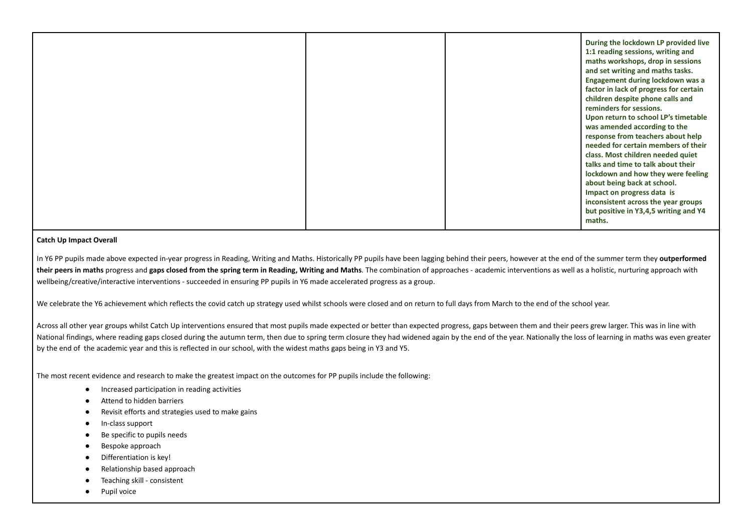| | | | |
|---|---|---|---|
| | | | **During the lockdown LP provided live 1:1 reading sessions, writing and maths workshops, drop in sessions and set writing and maths tasks. Engagement during lockdown was a factor in lack of progress for certain children despite phone calls and reminders for sessions. Upon return to school LP's timetable was amended according to the response from teachers about help needed for certain members of their class. Most children needed quiet talks and time to talk about their lockdown and how they were feeling about being back at school. Impact on progress data is inconsistent across the year groups but positive in Y3,4,5 writing and Y4 maths.** |

**Catch Up Impact Overall**

In Y6 PP pupils made above expected in-year progress in Reading, Writing and Maths. Historically PP pupils have been lagging behind their peers, however at the end of the summer term they **outperformed their peers in maths** progress and **gaps closed from the spring term in Reading, Writing and Maths**. The combination of approaches - academic interventions as well as a holistic, nurturing approach with wellbeing/creative/interactive interventions - succeeded in ensuring PP pupils in Y6 made accelerated progress as a group.

We celebrate the Y6 achievement which reflects the covid catch up strategy used whilst schools were closed and on return to full days from March to the end of the school year.

Across all other year groups whilst Catch Up interventions ensured that most pupils made expected or better than expected progress, gaps between them and their peers grew larger. This was in line with National findings, where reading gaps closed during the autumn term, then due to spring term closure they had widened again by the end of the year. Nationally the loss of learning in maths was even greater by the end of the academic year and this is reflected in our school, with the widest maths gaps being in Y3 and Y5.

The most recent evidence and research to make the greatest impact on the outcomes for PP pupils include the following:

- Increased participation in reading activities
- Attend to hidden barriers
- Revisit efforts and strategies used to make gains
- In-class support
- Be specific to pupils needs
- Bespoke approach
- Differentiation is key!
- Relationship based approach
- Teaching skill - consistent
- Pupil voice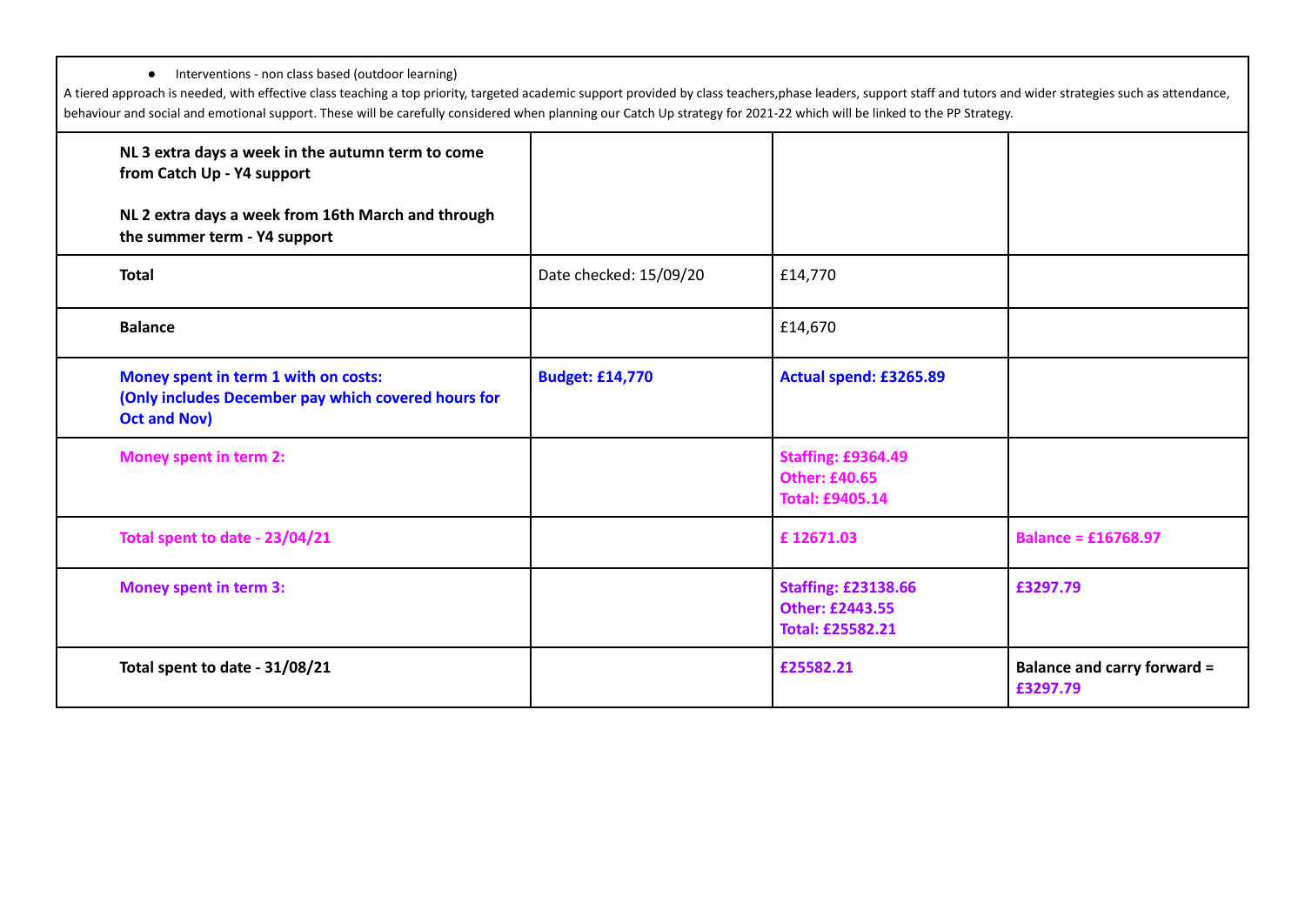- Interventions - non class based (outdoor learning)

A tiered approach is needed, with effective class teaching a top priority, targeted academic support provided by class teachers,phase leaders, support staff and tutors and wider strategies such as attendance, behaviour and social and emotional support. These will be carefully considered when planning our Catch Up strategy for 2021-22 which will be linked to the PP Strategy.

| | | | |
|---|---|---|---|
| **NL 3 extra days a week in the autumn term to come from Catch Up - Y4 support**<br><br>**NL 2 extra days a week from 16th March and through the summer term - Y4 support** | | | |
| **Total** | Date checked: 15/09/20 | £14,770 | |
| **Balance** | | £14,670 | |
| **Money spent in term 1 with on costs: (Only includes December pay which covered hours for Oct and Nov)** | **Budget: £14,770** | **Actual spend: £3265.89** | |
| **Money spent in term 2:** | | **Staffing: £9364.49**<br>**Other: £40.65**<br>**Total: £9405.14** | |
| **Total spent to date - 23/04/21** | | **£ 12671.03** | **Balance = £16768.97** |
| **Money spent in term 3:** | | **Staffing: £23138.66**<br>**Other: £2443.55**<br>**Total: £25582.21** | **£3297.79** |
| **Total spent to date - 31/08/21** | | **£25582.21** | **Balance and carry forward = £3297.79** |